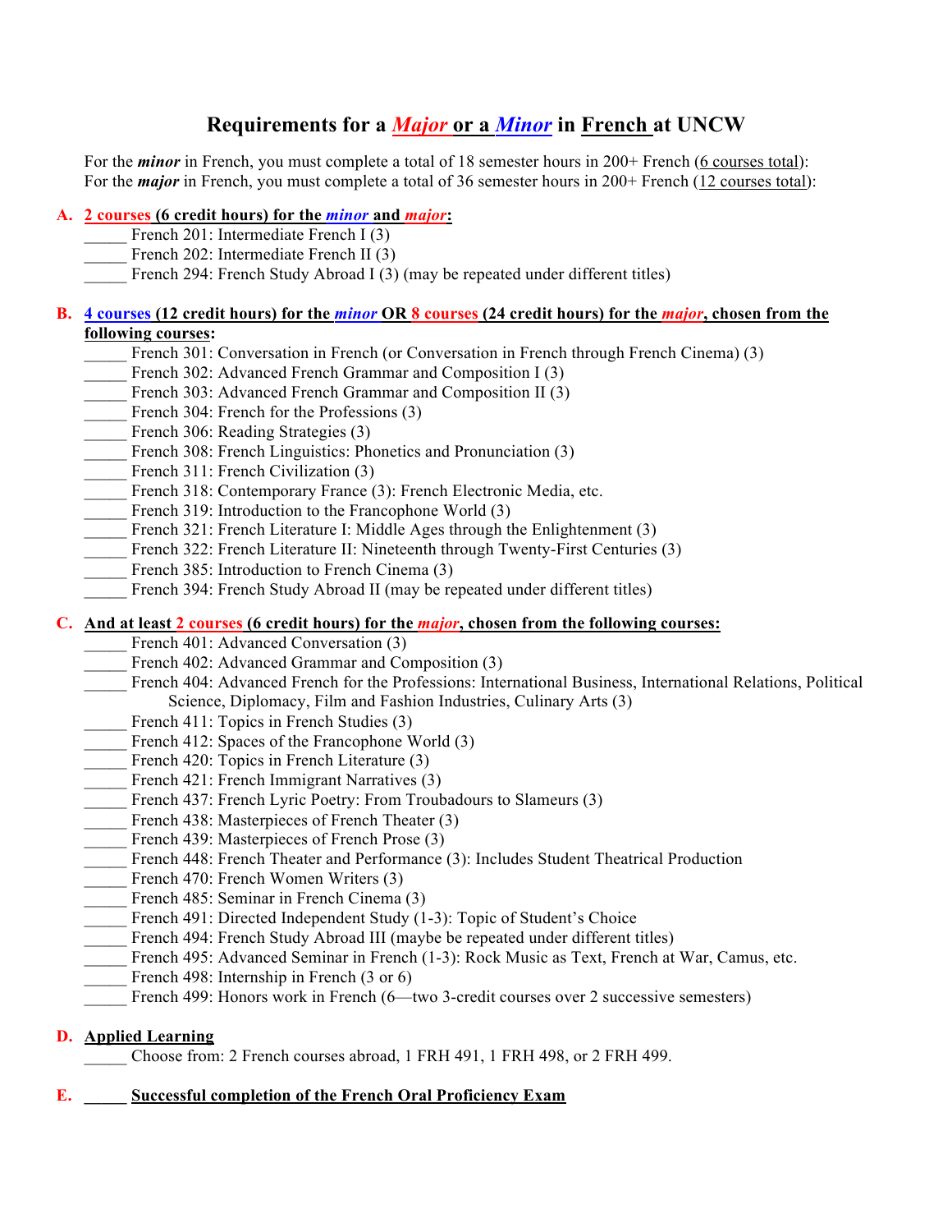# Requirements for a *Major* or a *Minor* in French at UNCW

For the ***minor*** in French, you must complete a total of 18 semester hours in 200+ French (6 courses total):
For the ***major*** in French, you must complete a total of 36 semester hours in 200+ French (12 courses total):

**A. 2 courses (6 credit hours) for the *minor* and *major*:**

_____ French 201: Intermediate French I (3)
_____ French 202: Intermediate French II (3)
_____ French 294: French Study Abroad I (3) (may be repeated under different titles)

**B. 4 courses (12 credit hours) for the *minor* OR 8 courses (24 credit hours) for the *major*, chosen from the following courses:**

_____ French 301: Conversation in French (or Conversation in French through French Cinema) (3)
_____ French 302: Advanced French Grammar and Composition I (3)
_____ French 303: Advanced French Grammar and Composition II (3)
_____ French 304: French for the Professions (3)
_____ French 306: Reading Strategies (3)
_____ French 308: French Linguistics: Phonetics and Pronunciation (3)
_____ French 311: French Civilization (3)
_____ French 318: Contemporary France (3): French Electronic Media, etc.
_____ French 319: Introduction to the Francophone World (3)
_____ French 321: French Literature I: Middle Ages through the Enlightenment (3)
_____ French 322: French Literature II: Nineteenth through Twenty-First Centuries (3)
_____ French 385: Introduction to French Cinema (3)
_____ French 394: French Study Abroad II (may be repeated under different titles)

**C. And at least 2 courses (6 credit hours) for the *major*, chosen from the following courses:**

_____ French 401: Advanced Conversation (3)
_____ French 402: Advanced Grammar and Composition (3)
_____ French 404: Advanced French for the Professions: International Business, International Relations, Political Science, Diplomacy, Film and Fashion Industries, Culinary Arts (3)
_____ French 411: Topics in French Studies (3)
_____ French 412: Spaces of the Francophone World (3)
_____ French 420: Topics in French Literature (3)
_____ French 421: French Immigrant Narratives (3)
_____ French 437: French Lyric Poetry: From Troubadours to Slameurs (3)
_____ French 438: Masterpieces of French Theater (3)
_____ French 439: Masterpieces of French Prose (3)
_____ French 448: French Theater and Performance (3): Includes Student Theatrical Production
_____ French 470: French Women Writers (3)
_____ French 485: Seminar in French Cinema (3)
_____ French 491: Directed Independent Study (1-3): Topic of Student's Choice
_____ French 494: French Study Abroad III (maybe be repeated under different titles)
_____ French 495: Advanced Seminar in French (1-3): Rock Music as Text, French at War, Camus, etc.
_____ French 498: Internship in French (3 or 6)
_____ French 499: Honors work in French (6—two 3-credit courses over 2 successive semesters)

**D. Applied Learning**

_____ Choose from: 2 French courses abroad, 1 FRH 491, 1 FRH 498, or 2 FRH 499.

**E. _____ Successful completion of the French Oral Proficiency Exam**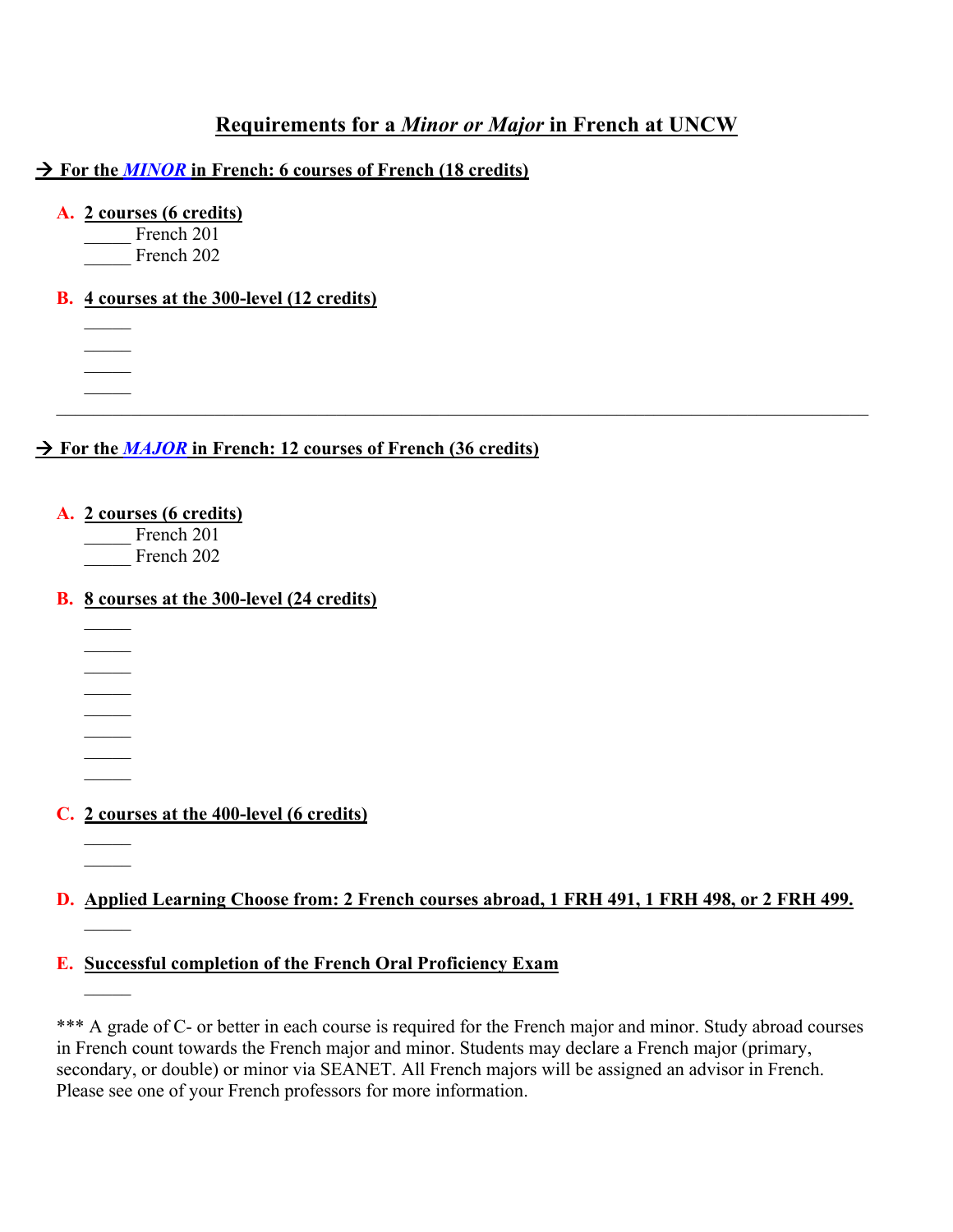# Requirements for a *Minor or Major* in French at UNCW

## → For the *MINOR* in French: 6 courses of French (18 credits)

**A. 2 courses (6 credits)**

_____ French 201
_____ French 202

**B. 4 courses at the 300-level (12 credits)**

_____
_____
_____
_____

---

## → For the *MAJOR* in French: 12 courses of French (36 credits)

**A. 2 courses (6 credits)**

_____ French 201
_____ French 202

**B. 8 courses at the 300-level (24 credits)**

_____
_____
_____
_____
_____
_____
_____
_____

**C. 2 courses at the 400-level (6 credits)**

_____
_____

**D. Applied Learning Choose from: 2 French courses abroad, 1 FRH 491, 1 FRH 498, or 2 FRH 499.**

_____

**E. Successful completion of the French Oral Proficiency Exam**

_____

*** A grade of C- or better in each course is required for the French major and minor. Study abroad courses in French count towards the French major and minor. Students may declare a French major (primary, secondary, or double) or minor via SEANET. All French majors will be assigned an advisor in French. Please see one of your French professors for more information.